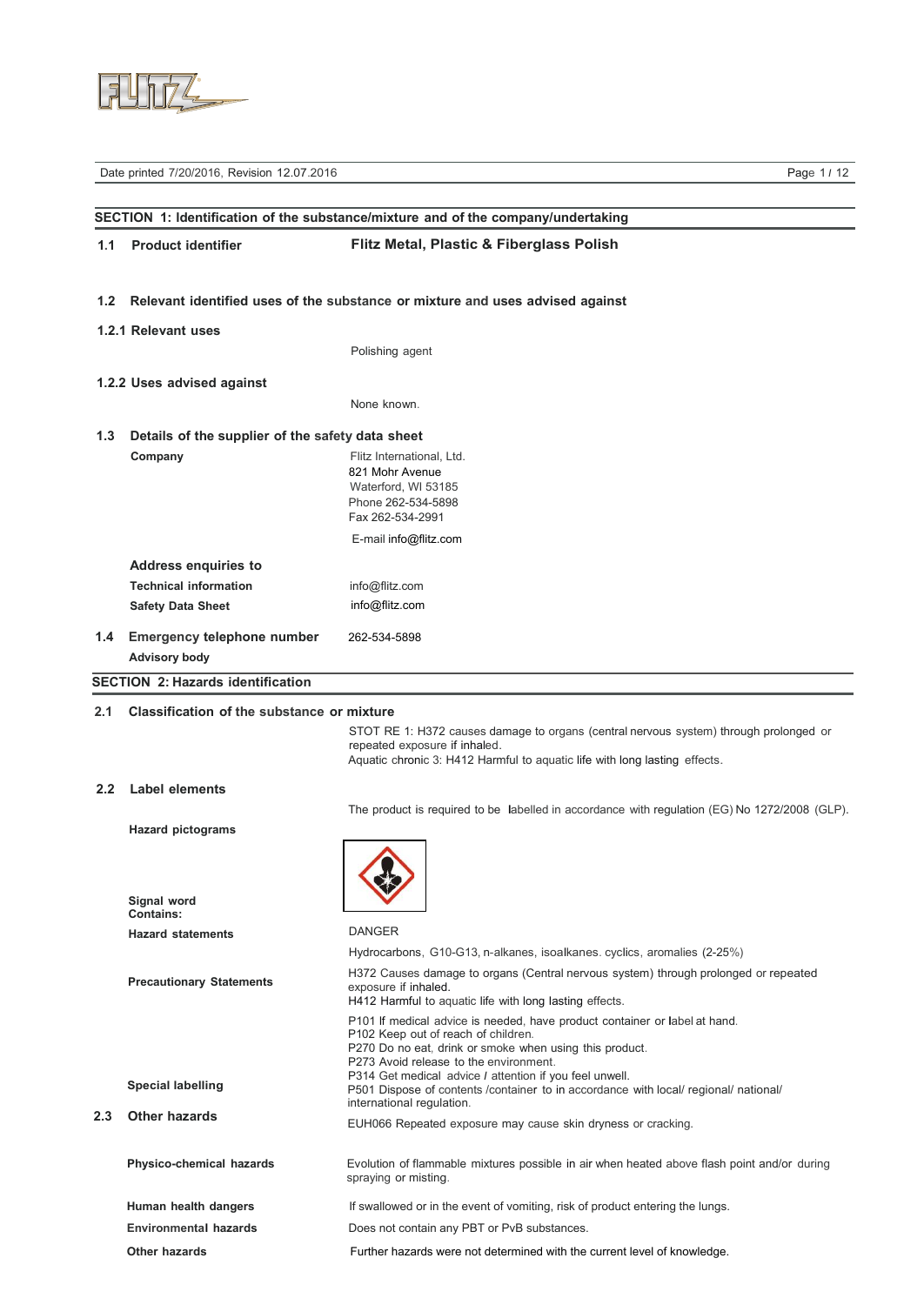Date printed 7/20/2016, Revision 12.07.2016

## SECTION 1: Identification of the substance/mixture and of the company/undertaking

**1.1 Product identifier** — **Flitz Metal, Plastic & Fiberglass Polish**

### 1.2 Relevant identified uses of the substance or mixture and uses advised against

**1.2.1 Relevant uses**

Polishing agent

**1.2.2 Uses advised against**

None known.

### 1.3 Details of the supplier of the safety data sheet

**Company**

Flitz International, Ltd.
821 Mohr Avenue
Waterford, WI 53185
Phone 262-534-5898
Fax 262-534-2991

E-mail info@flitz.com

**Address enquiries to**

**Technical information** info@flitz.com

**Safety Data Sheet** info@flitz.com

**1.4 Emergency telephone number** 262-534-5898

**Advisory body**

## SECTION 2: Hazards identification

### 2.1 Classification of the substance or mixture

STOT RE 1: H372 causes damage to organs (central nervous system) through prolonged or repeated exposure if inhaled.
Aquatic chronic 3: H412 Harmful to aquatic life with long lasting effects.

### 2.2 Label elements

The product is required to be labelled in accordance with regulation (EG) No 1272/2008 (GLP).

**Hazard pictograms**

**Signal word**

DANGER

**Contains:**

Hydrocarbons, G10-G13, n-alkanes, isoalkanes. cyclics, aromalies (2-25%)

**Hazard statements**

H372 Causes damage to organs (Central nervous system) through prolonged or repeated exposure if inhaled.
H412 Harmful to aquatic life with long lasting effects.

**Precautionary Statements**

P101 If medical advice is needed, have product container or label at hand.
P102 Keep out of reach of children.
P270 Do no eat, drink or smoke when using this product.
P273 Avoid release to the environment.
P314 Get medical advice / attention if you feel unwell.
P501 Dispose of contents /container to in accordance with local/ regional/ national/ international regulation.

**Special labelling**

EUH066 Repeated exposure may cause skin dryness or cracking.

### 2.3 Other hazards

**Physico-chemical hazards**

Evolution of flammable mixtures possible in air when heated above flash point and/or during spraying or misting.

**Human health dangers**

If swallowed or in the event of vomiting, risk of product entering the lungs.

**Environmental hazards**

Does not contain any PBT or PvB substances.

**Other hazards**

Further hazards were not determined with the current level of knowledge.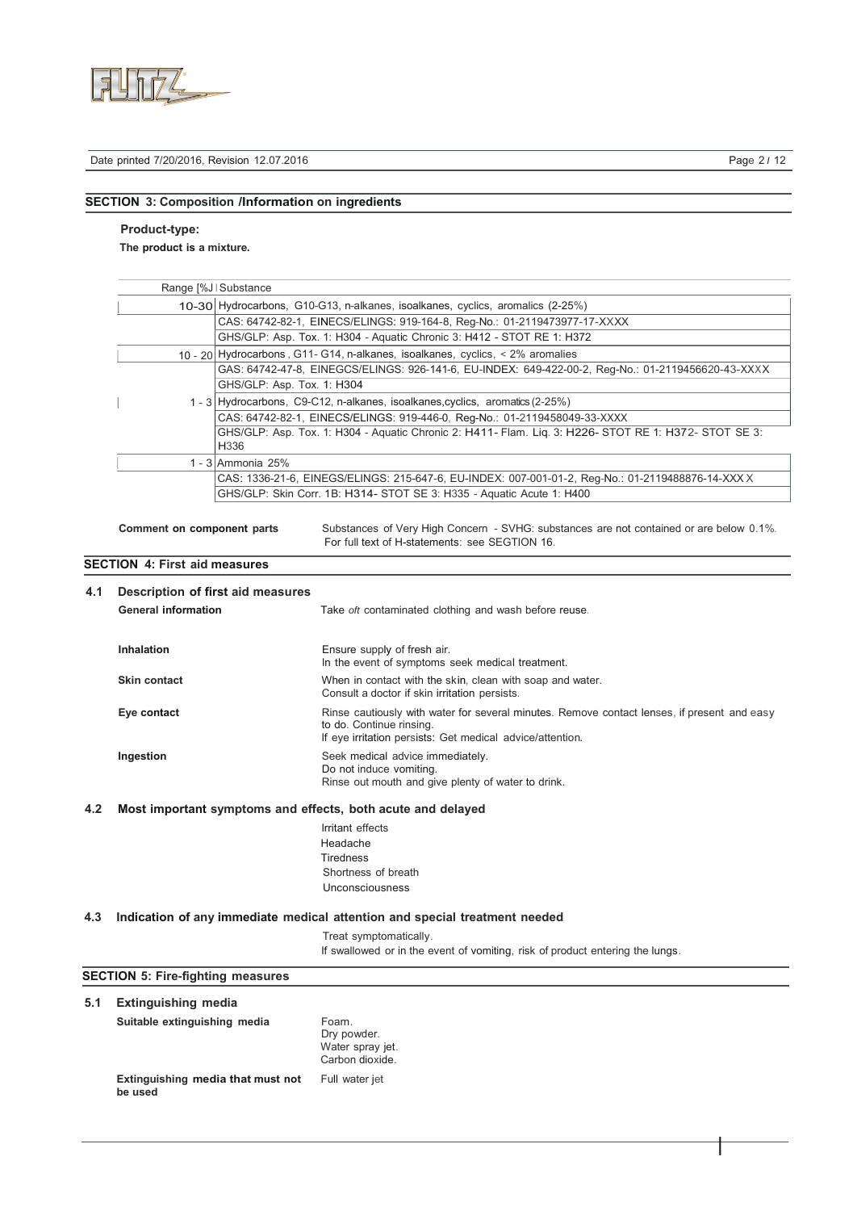## SECTION 3: Composition /Information on ingredients

**Product-type:**

**The product is a mixture.**

| Range [%J | Substance |
|---|---|
| 10-30 | Hydrocarbons, G10-G13, n-alkanes, isoalkanes, cyclics, aromalics (2-25%) |
| | CAS: 64742-82-1, EINECS/ELINGS: 919-164-8, Reg-No.: 01-2119473977-17-XXXX |
| | GHS/GLP: Asp. Tox. 1: H304 - Aquatic Chronic 3: H412 - STOT RE 1: H372 |
| 10 - 20 | Hydrocarbons , G11- G14, n-alkanes, isoalkanes, cyclics, < 2% aromalies |
| | GAS: 64742-47-8, EINEGCS/ELINGS: 926-141-6, EU-INDEX: 649-422-00-2, Reg-No.: 01-2119456620-43-XXXX |
| | GHS/GLP: Asp. Tox. 1: H304 |
| 1 - 3 | Hydrocarbons, C9-C12, n-alkanes, isoalkanes,cyclics, aromatics (2-25%) |
| | CAS: 64742-82-1, EINECS/ELINGS: 919-446-0, Reg-No.: 01-2119458049-33-XXXX |
| | GHS/GLP: Asp. Tox. 1: H304 - Aquatic Chronic 2: H411- Flam. Liq. 3: H226- STOT RE 1: H372- STOT SE 3: H336 |
| 1 - 3 | Ammonia 25% |
| | CAS: 1336-21-6, EINEGS/ELINGS: 215-647-6, EU-INDEX: 007-001-01-2, Reg-No.: 01-2119488876-14-XXX X |
| | GHS/GLP: Skin Corr. 1B: H314- STOT SE 3: H335 - Aquatic Acute 1: H400 |

**Comment on component parts** Substances of Very High Concern - SVHG: substances are not contained or are below 0.1%. For full text of H-statements: see SEGTION 16.

## SECTION 4: First aid measures

### 4.1 Description of first aid measures

**General information** Take *oft* contaminated clothing and wash before reuse.

**Inhalation** Ensure supply of fresh air. In the event of symptoms seek medical treatment.

**Skin contact** When in contact with the skin, clean with soap and water. Consult a doctor if skin irritation persists.

**Eye contact** Rinse cautiously with water for several minutes. Remove contact lenses, if present and easy to do. Continue rinsing. If eye irritation persists: Get medical advice/attention.

**Ingestion** Seek medical advice immediately. Do not induce vomiting. Rinse out mouth and give plenty of water to drink.

### 4.2 Most important symptoms and effects, both acute and delayed

Irritant effects
Headache
Tiredness
Shortness of breath
Unconsciousness

### 4.3 Indication of any immediate medical attention and special treatment needed

Treat symptomatically.
If swallowed or in the event of vomiting, risk of product entering the lungs.

## SECTION 5: Fire-fighting measures

### 5.1 Extinguishing media

**Suitable extinguishing media** Foam. Dry powder. Water spray jet. Carbon dioxide.

**Extinguishing media that must not be used** Full water jet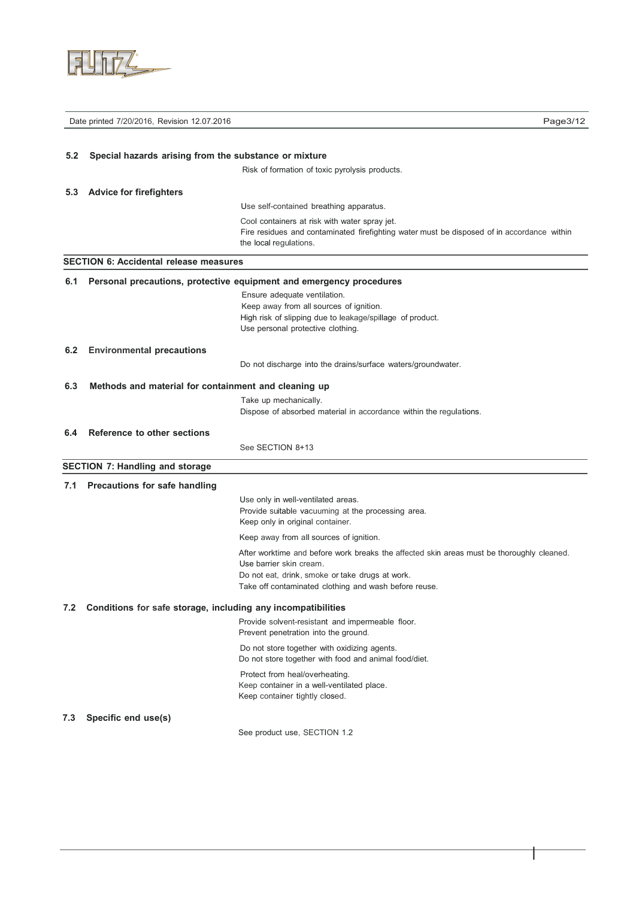### 5.2 Special hazards arising from the substance or mixture

Risk of formation of toxic pyrolysis products.

### 5.3 Advice for firefighters

Use self-contained breathing apparatus.

Cool containers at risk with water spray jet.
Fire residues and contaminated firefighting water must be disposed of in accordance within the local regulations.

## SECTION 6: Accidental release measures

### 6.1 Personal precautions, protective equipment and emergency procedures

Ensure adequate ventilation.
Keep away from all sources of ignition.
High risk of slipping due to leakage/spillage of product.
Use personal protective clothing.

### 6.2 Environmental precautions

Do not discharge into the drains/surface waters/groundwater.

### 6.3 Methods and material for containment and cleaning up

Take up mechanically.
Dispose of absorbed material in accordance within the regulations.

### 6.4 Reference to other sections

See SECTION 8+13

## SECTION 7: Handling and storage

### 7.1 Precautions for safe handling

Use only in well-ventilated areas.
Provide suitable vacuuming at the processing area.
Keep only in original container.

Keep away from all sources of ignition.

After worktime and before work breaks the affected skin areas must be thoroughly cleaned.
Use barrier skin cream.
Do not eat, drink, smoke or take drugs at work.
Take off contaminated clothing and wash before reuse.

### 7.2 Conditions for safe storage, including any incompatibilities

Provide solvent-resistant and impermeable floor.
Prevent penetration into the ground.

Do not store together with oxidizing agents.
Do not store together with food and animal food/diet.

Protect from heal/overheating.
Keep container in a well-ventilated place.
Keep container tightly closed.

### 7.3 Specific end use(s)

See product use, SECTION 1.2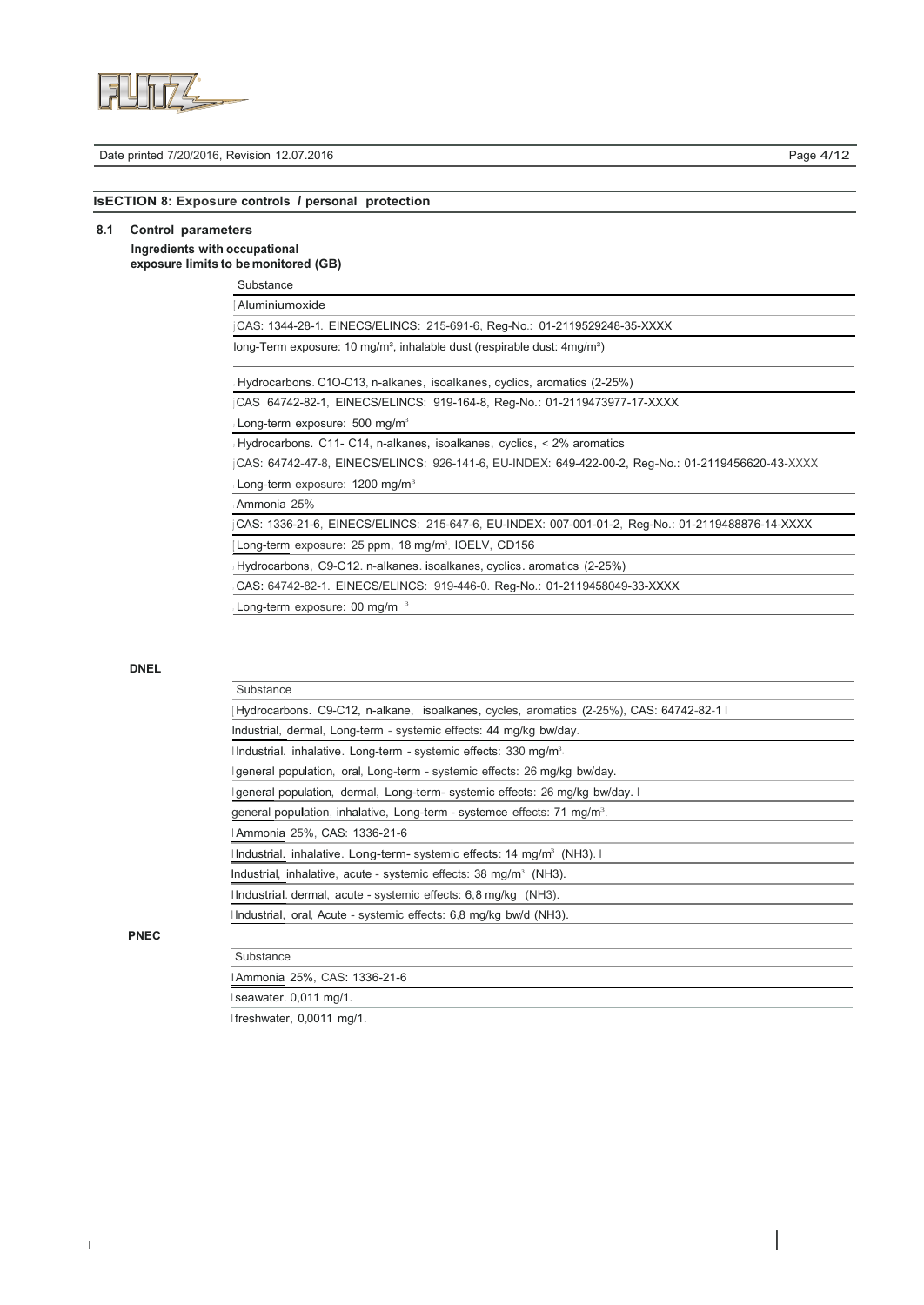## SECTION 8: Exposure controls / personal protection

### 8.1 Control parameters

**Ingredients with occupational exposure limits to be monitored (GB)**

| Substance |
|---|
| Aluminiumoxide |
| CAS: 1344-28-1. EINECS/ELINCS: 215-691-6, Reg-No.: 01-2119529248-35-XXXX |
| long-Term exposure: 10 mg/m³, inhalable dust (respirable dust: 4mg/m³) |
| Hydrocarbons. C10-C13, n-alkanes, isoalkanes, cyclics, aromatics (2-25%) |
| CAS 64742-82-1, EINECS/ELINCS: 919-164-8, Reg-No.: 01-2119473977-17-XXXX |
| Long-term exposure: 500 mg/m³ |
| Hydrocarbons. C11- C14, n-alkanes, isoalkanes, cyclics, < 2% aromatics |
| CAS: 64742-47-8, EINECS/ELINCS: 926-141-6, EU-INDEX: 649-422-00-2, Reg-No.: 01-2119456620-43-XXXX |
| Long-term exposure: 1200 mg/m³ |
| Ammonia 25% |
| CAS: 1336-21-6, EINECS/ELINCS: 215-647-6, EU-INDEX: 007-001-01-2, Reg-No.: 01-2119488876-14-XXXX |
| Long-term exposure: 25 ppm, 18 mg/m³. IOELV, CD156 |
| Hydrocarbons, C9-C12. n-alkanes. isoalkanes, cyclics. aromatics (2-25%) |
| CAS: 64742-82-1. EINECS/ELINCS: 919-446-0. Reg-No.: 01-2119458049-33-XXXX |
| Long-term exposure: 00 mg/m³ |

**DNEL**

| Substance |
|---|
| Hydrocarbons. C9-C12, n-alkane, isoalkanes, cycles, aromatics (2-25%), CAS: 64742-82-1 |
| Industrial, dermal, Long-term - systemic effects: 44 mg/kg bw/day. |
| Industrial. inhalative. Long-term - systemic effects: 330 mg/m³. |
| general population, oral, Long-term - systemic effects: 26 mg/kg bw/day. |
| general population, dermal, Long-term- systemic effects: 26 mg/kg bw/day. |
| general population, inhalative, Long-term - systemce effects: 71 mg/m³. |
| Ammonia 25%, CAS: 1336-21-6 |
| Industrial. inhalative. Long-term- systemic effects: 14 mg/m³ ($NH_3$). |
| Industrial, inhalative, acute - systemic effects: 38 mg/m³ ($NH_3$). |
| Industrial. dermal, acute - systemic effects: 6,8 mg/kg ($NH_3$). |
| Industrial, oral, Acute - systemic effects: 6,8 mg/kg bw/d ($NH_3$). |

**PNEC**

| Substance |
|---|
| Ammonia 25%, CAS: 1336-21-6 |
| seawater. 0,011 mg/1. |
| freshwater, 0,0011 mg/1. |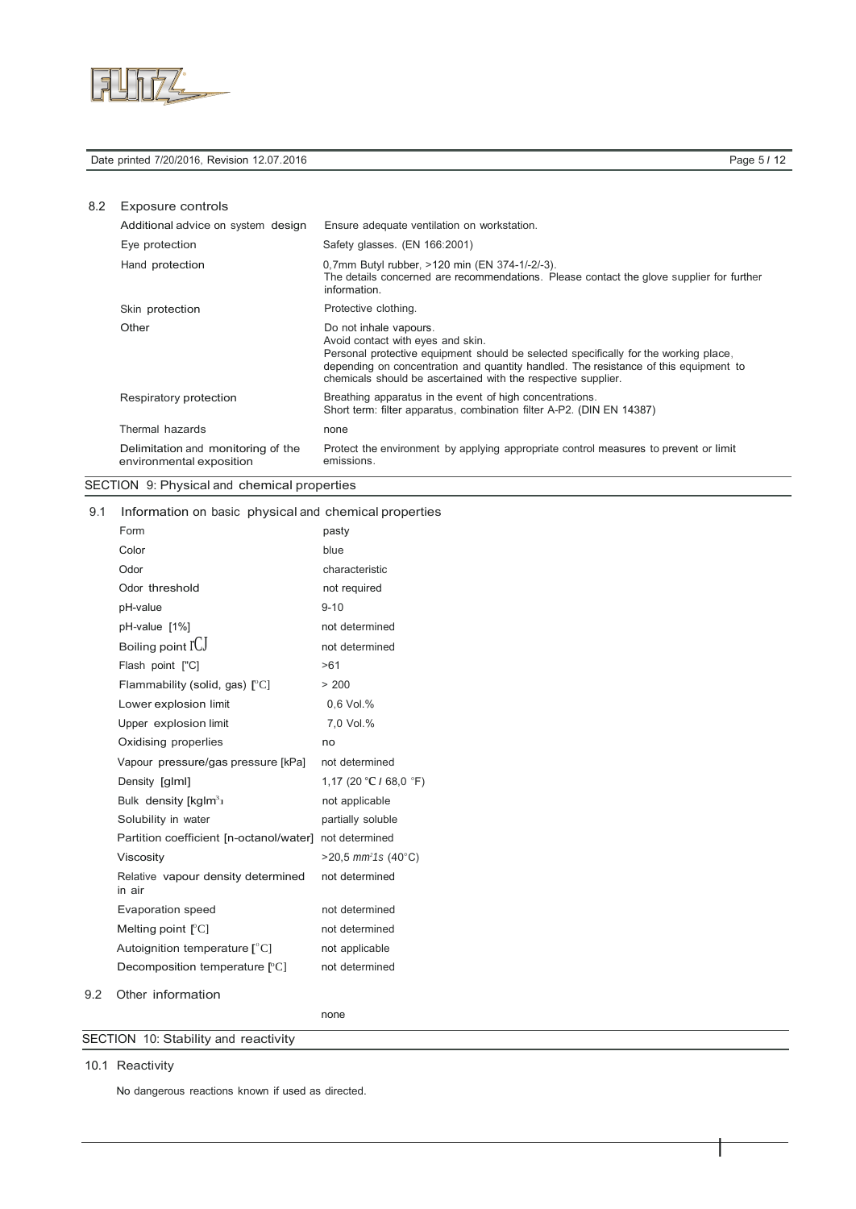## 8.2 Exposure controls

| | |
|---|---|
| Additional advice on system design | Ensure adequate ventilation on workstation. |
| Eye protection | Safety glasses. (EN 166:2001) |
| Hand protection | 0,7mm Butyl rubber, >120 min (EN 374-1/-2/-3). The details concerned are recommendations. Please contact the glove supplier for further information. |
| Skin protection | Protective clothing. |
| Other | Do not inhale vapours. Avoid contact with eyes and skin. Personal protective equipment should be selected specifically for the working place, depending on concentration and quantity handled. The resistance of this equipment to chemicals should be ascertained with the respective supplier. |
| Respiratory protection | Breathing apparatus in the event of high concentrations. Short term: filter apparatus, combination filter A-P2. (DIN EN 14387) |
| Thermal hazards | none |
| Delimitation and monitoring of the environmental exposition | Protect the environment by applying appropriate control measures to prevent or limit emissions. |

# SECTION 9: Physical and chemical properties

## 9.1 Information on basic physical and chemical properties

| | |
|---|---|
| Form | pasty |
| Color | blue |
| Odor | characteristic |
| Odor threshold | not required |
| pH-value | 9-10 |
| pH-value [1%] | not determined |
| Boiling point [°C] | not determined |
| Flash point [°C] | >61 |
| Flammability (solid, gas) [°C] | > 200 |
| Lower explosion limit | 0,6 Vol.% |
| Upper explosion limit | 7,0 Vol.% |
| Oxidising properlies | no |
| Vapour pressure/gas pressure [kPa] | not determined |
| Density [g/ml] | 1,17 (20 °C / 68,0 °F) |
| Bulk density [kg/m³] | not applicable |
| Solubility in water | partially soluble |
| Partition coefficient [n-octanol/water] | not determined |
| Viscosity | >20,5 $mm^2/s$ (40°C) |
| Relative vapour density determined in air | not determined |
| Evaporation speed | not determined |
| Melting point [°C] | not determined |
| Autoignition temperature [°C] | not applicable |
| Decomposition temperature [°C] | not determined |

## 9.2 Other information

none

# SECTION 10: Stability and reactivity

## 10.1 Reactivity

No dangerous reactions known if used as directed.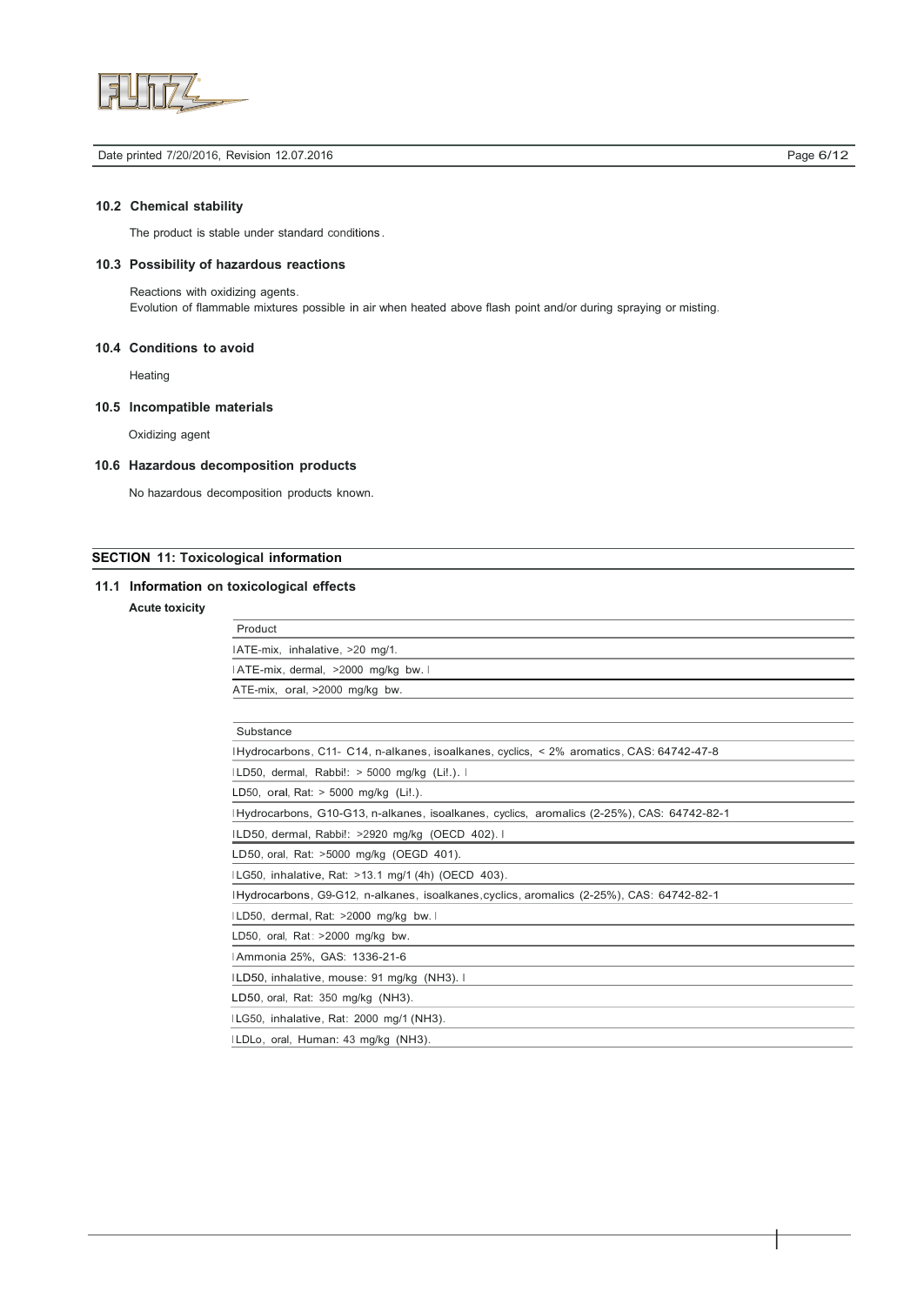## 10.2 Chemical stability

The product is stable under standard conditions.

## 10.3 Possibility of hazardous reactions

Reactions with oxidizing agents.
Evolution of flammable mixtures possible in air when heated above flash point and/or during spraying or misting.

## 10.4 Conditions to avoid

Heating

## 10.5 Incompatible materials

Oxidizing agent

## 10.6 Hazardous decomposition products

No hazardous decomposition products known.

# SECTION 11: Toxicological information

## 11.1 Information on toxicological effects

**Acute toxicity**

| Product |
| --- |
| ATE-mix, inhalative, >20 mg/1. |
| ATE-mix, dermal, >2000 mg/kg bw. |
| ATE-mix, oral, >2000 mg/kg bw. |

| Substance |
| --- |
| Hydrocarbons, C11- C14, n-alkanes, isoalkanes, cyclics, < 2% aromatics, CAS: 64742-47-8 |
| LD50, dermal, Rabbi!: > 5000 mg/kg (Li!.). |
| LD50, oral, Rat: > 5000 mg/kg (Li!.). |
| Hydrocarbons, G10-G13, n-alkanes, isoalkanes, cyclics, aromalics (2-25%), CAS: 64742-82-1 |
| LD50, dermal, Rabbi!: >2920 mg/kg (OECD 402). |
| LD50, oral, Rat: >5000 mg/kg (OEGD 401). |
| LG50, inhalative, Rat: >13.1 mg/l (4h) (OECD 403). |
| Hydrocarbons, G9-G12, n-alkanes, isoalkanes, cyclics, aromalics (2-25%), CAS: 64742-82-1 |
| LD50, dermal, Rat: >2000 mg/kg bw. |
| LD50, oral, Rat: >2000 mg/kg bw. |
| Ammonia 25%, GAS: 1336-21-6 |
| LD50, inhalative, mouse: 91 mg/kg (NH3). |
| LD50, oral, Rat: 350 mg/kg (NH3). |
| LG50, inhalative, Rat: 2000 mg/1 (NH3). |
| LDLo, oral, Human: 43 mg/kg (NH3). |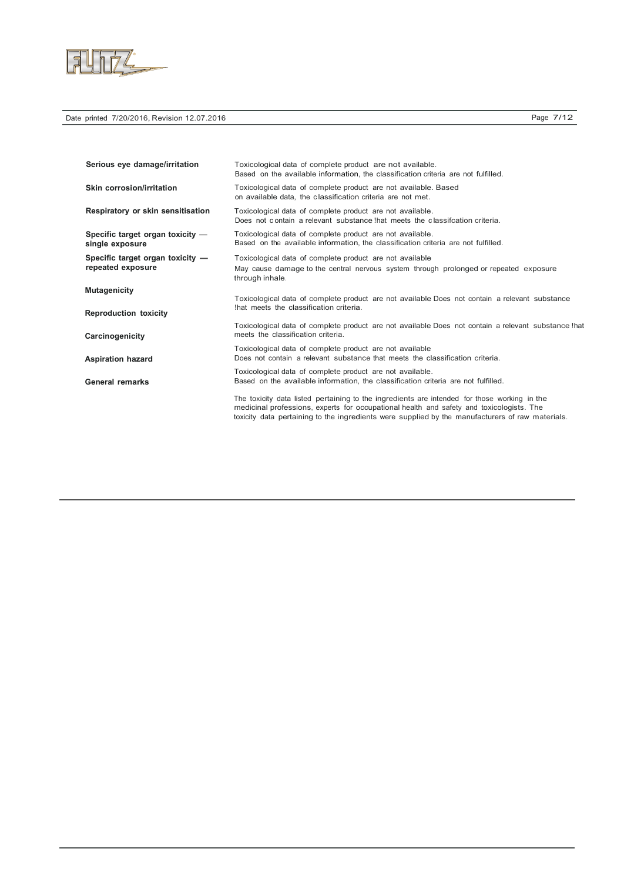| | |
|---|---|
| **Serious eye damage/irritation** | Toxicological data of complete product are not available. Based on the available information, the classification criteria are not fulfilled. |
| **Skin corrosion/irritation** | Toxicological data of complete product are not available. Based on available data, the classification criteria are not met. |
| **Respiratory or skin sensitisation** | Toxicological data of complete product are not available. Does not contain a relevant substance !hat meets the classifcation criteria. |
| **Specific target organ toxicity — single exposure** | Toxicological data of complete product are not available. Based on the available information, the classification criteria are not fulfilled. |
| **Specific target organ toxicity — repeated exposure** | Toxicological data of complete product are not available May cause damage to the central nervous system through prolonged or repeated exposure through inhale. |
| **Mutagenicity** | Toxicological data of complete product are not available Does not contain a relevant substance !hat meets the classification criteria. |
| **Reproduction toxicity** | Toxicological data of complete product are not available Does not contain a relevant substance !hat meets the classification criteria. |
| **Carcinogenicity** | Toxicological data of complete product are not available Does not contain a relevant substance that meets the classification criteria. |
| **Aspiration hazard** | Toxicological data of complete product are not available. Based on the available information, the classification criteria are not fulfilled. |
| **General remarks** | The toxicity data listed pertaining to the ingredients are intended for those working in the medicinal professions, experts for occupational health and safety and toxicologists. The toxicity data pertaining to the ingredients were supplied by the manufacturers of raw materials. |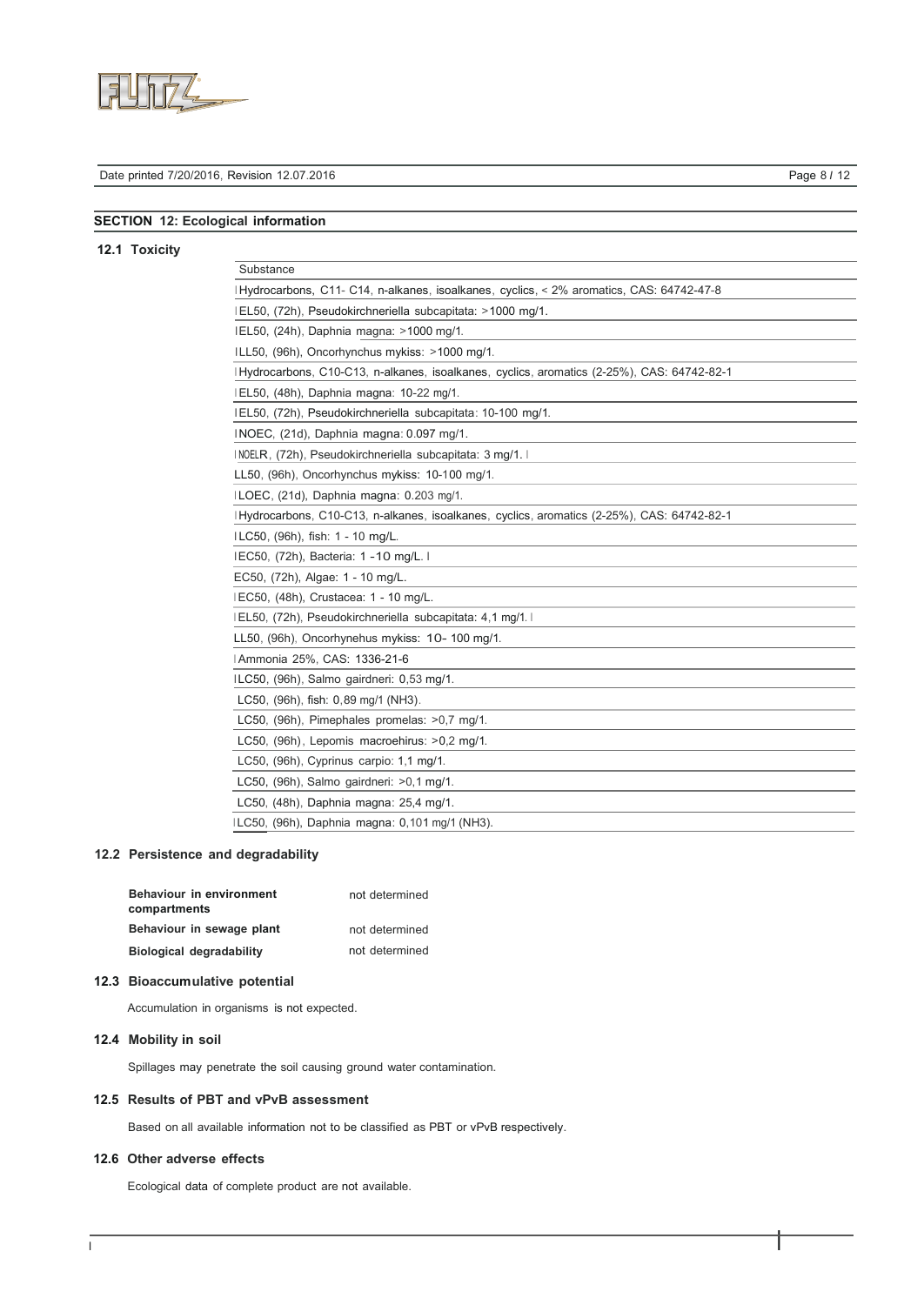## SECTION 12: Ecological information

### 12.1 Toxicity

| Substance |
|---|
| Hydrocarbons, C11- C14, n-alkanes, isoalkanes, cyclics, < 2% aromatics, CAS: 64742-47-8 |
| EL50, (72h), Pseudokirchneriella subcapitata: >1000 mg/1. |
| EL50, (24h), Daphnia magna: >1000 mg/1. |
| LL50, (96h), Oncorhynchus mykiss: >1000 mg/1. |
| Hydrocarbons, C10-C13, n-alkanes, isoalkanes, cyclics, aromatics (2-25%), CAS: 64742-82-1 |
| EL50, (48h), Daphnia magna: 10-22 mg/1. |
| EL50, (72h), Pseudokirchneriella subcapitata: 10-100 mg/1. |
| NOEC, (21d), Daphnia magna: 0.097 mg/1. |
| NOELR, (72h), Pseudokirchneriella subcapitata: 3 mg/1. |
| LL50, (96h), Oncorhynchus mykiss: 10-100 mg/1. |
| LOEC, (21d), Daphnia magna: 0.203 mg/1. |
| Hydrocarbons, C10-C13, n-alkanes, isoalkanes, cyclics, aromatics (2-25%), CAS: 64742-82-1 |
| LC50, (96h), fish: 1 - 10 mg/L. |
| EC50, (72h), Bacteria: 1 -10 mg/L. |
| EC50, (72h), Algae: 1 - 10 mg/L. |
| EC50, (48h), Crustacea: 1 - 10 mg/L. |
| EL50, (72h), Pseudokirchneriella subcapitata: 4,1 mg/1. |
| LL50, (96h), Oncorhynehus mykiss: 10- 100 mg/1. |
| Ammonia 25%, CAS: 1336-21-6 |
| LC50, (96h), Salmo gairdneri: 0,53 mg/1. |
| LC50, (96h), fish: 0,89 mg/1 (NH3). |
| LC50, (96h), Pimephales promelas: >0,7 mg/1. |
| LC50, (96h), Lepomis macroehirus: >0,2 mg/1. |
| LC50, (96h), Cyprinus carpio: 1,1 mg/1. |
| LC50, (96h), Salmo gairdneri: >0,1 mg/1. |
| LC50, (48h), Daphnia magna: 25,4 mg/1. |
| LC50, (96h), Daphnia magna: 0,101 mg/1 (NH3). |

### 12.2 Persistence and degradability

| | |
|---|---|
| **Behaviour in environment compartments** | not determined |
| **Behaviour in sewage plant** | not determined |
| **Biological degradability** | not determined |

### 12.3 Bioaccumulative potential

Accumulation in organisms is not expected.

### 12.4 Mobility in soil

Spillages may penetrate the soil causing ground water contamination.

### 12.5 Results of PBT and vPvB assessment

Based on all available information not to be classified as PBT or vPvB respectively.

### 12.6 Other adverse effects

Ecological data of complete product are not available.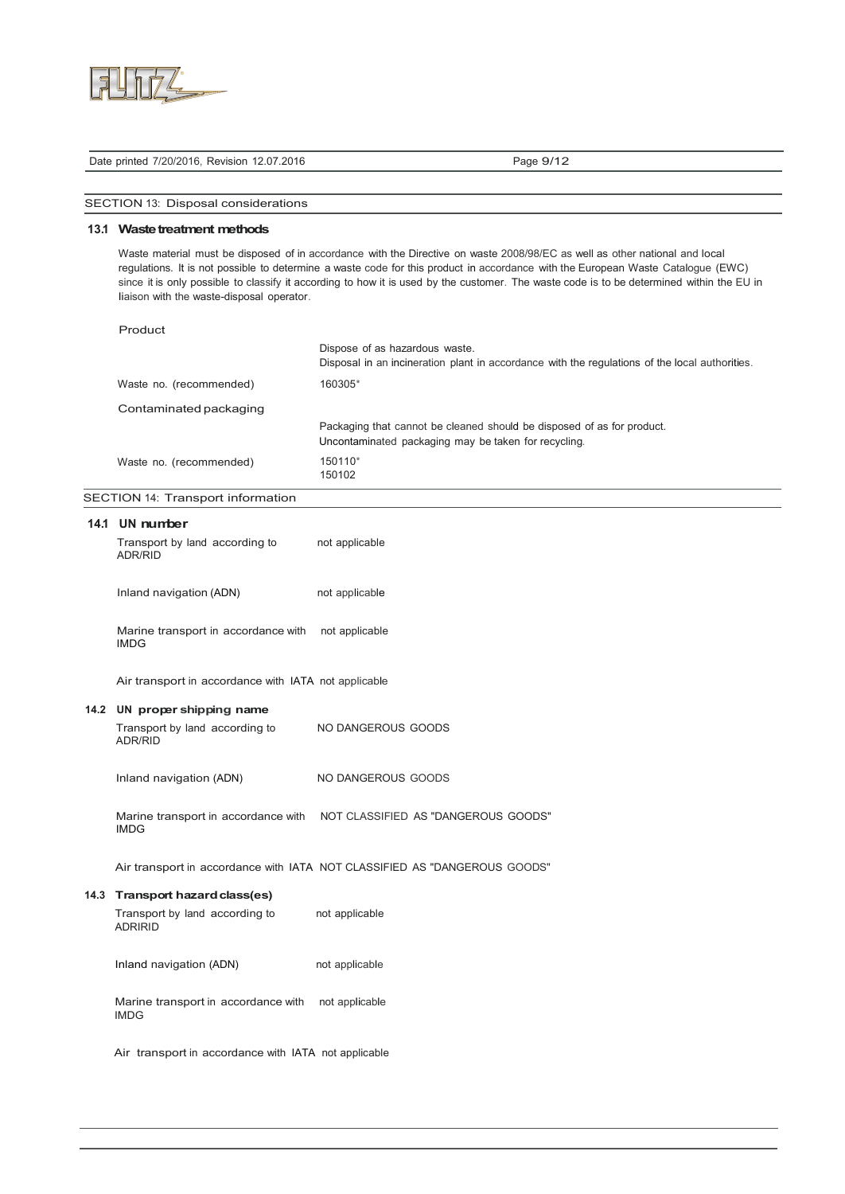## SECTION 13: Disposal considerations

### 13.1 Waste treatment methods

Waste material must be disposed of in accordance with the Directive on waste 2008/98/EC as well as other national and local regulations. It is not possible to determine a waste code for this product in accordance with the European Waste Catalogue (EWC) since it is only possible to classify it according to how it is used by the customer. The waste code is to be determined within the EU in liaison with the waste-disposal operator.

**Product**

| | |
|---|---|
| | Dispose of as hazardous waste.<br>Disposal in an incineration plant in accordance with the regulations of the local authorities. |
| Waste no. (recommended) | 160305* |

**Contaminated packaging**

| | |
|---|---|
| | Packaging that cannot be cleaned should be disposed of as for product.<br>Uncontaminated packaging may be taken for recycling. |
| Waste no. (recommended) | 150110*<br>150102 |

## SECTION 14: Transport information

### 14.1 UN number

| | |
|---|---|
| Transport by land according to ADR/RID | not applicable |
| Inland navigation (ADN) | not applicable |
| Marine transport in accordance with IMDG | not applicable |
| Air transport in accordance with IATA | not applicable |

### 14.2 UN proper shipping name

| | |
|---|---|
| Transport by land according to ADR/RID | NO DANGEROUS GOODS |
| Inland navigation (ADN) | NO DANGEROUS GOODS |
| Marine transport in accordance with IMDG | NOT CLASSIFIED AS "DANGEROUS GOODS" |
| Air transport in accordance with IATA | NOT CLASSIFIED AS "DANGEROUS GOODS" |

### 14.3 Transport hazard class(es)

| | |
|---|---|
| Transport by land according to ADRIRID | not applicable |
| Inland navigation (ADN) | not applicable |
| Marine transport in accordance with IMDG | not applicable |
| Air transport in accordance with IATA | not applicable |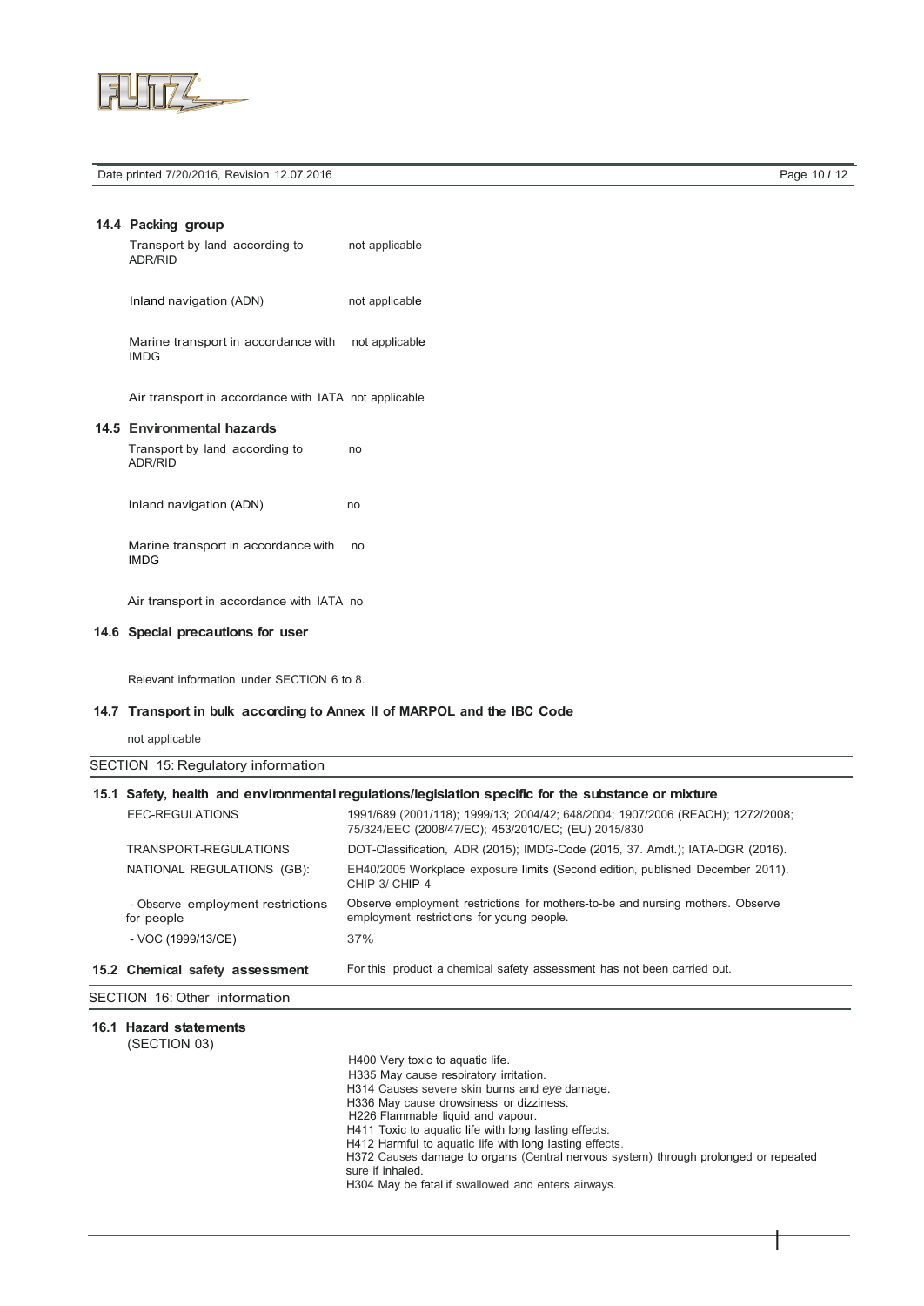### 14.4 Packing group

| | |
|---|---|
| Transport by land according to ADR/RID | not applicable |
| Inland navigation (ADN) | not applicable |
| Marine transport in accordance with IMDG | not applicable |
| Air transport in accordance with IATA | not applicable |

### 14.5 Environmental hazards

| | |
|---|---|
| Transport by land according to ADR/RID | no |
| Inland navigation (ADN) | no |
| Marine transport in accordance with IMDG | no |
| Air transport in accordance with IATA | no |

### 14.6 Special precautions for user

Relevant information under SECTION 6 to 8.

### 14.7 Transport in bulk according to Annex II of MARPOL and the IBC Code

not applicable

## SECTION 15: Regulatory information

### 15.1 Safety, health and environmental regulations/legislation specific for the substance or mixture

| | |
|---|---|
| EEC-REGULATIONS | 1991/689 (2001/118); 1999/13; 2004/42; 648/2004; 1907/2006 (REACH); 1272/2008; 75/324/EEC (2008/47/EC); 453/2010/EC; (EU) 2015/830 |
| TRANSPORT-REGULATIONS | DOT-Classification, ADR (2015); IMDG-Code (2015, 37. Amdt.); IATA-DGR (2016). |
| NATIONAL REGULATIONS (GB): | EH40/2005 Workplace exposure limits (Second edition, published December 2011). CHIP 3/ CHIP 4 |
| - Observe employment restrictions for people | Observe employment restrictions for mothers-to-be and nursing mothers. Observe employment restrictions for young people. |
| - VOC (1999/13/CE) | 37% |

### 15.2 Chemical safety assessment

For this product a chemical safety assessment has not been carried out.

## SECTION 16: Other information

### 16.1 Hazard statements
(SECTION 03)

H400 Very toxic to aquatic life.
H335 May cause respiratory irritation.
H314 Causes severe skin burns and eye damage.
H336 May cause drowsiness or dizziness.
H226 Flammable liquid and vapour.
H411 Toxic to aquatic life with long lasting effects.
H412 Harmful to aquatic life with long lasting effects.
H372 Causes damage to organs (Central nervous system) through prolonged or repeated sure if inhaled.
H304 May be fatal if swallowed and enters airways.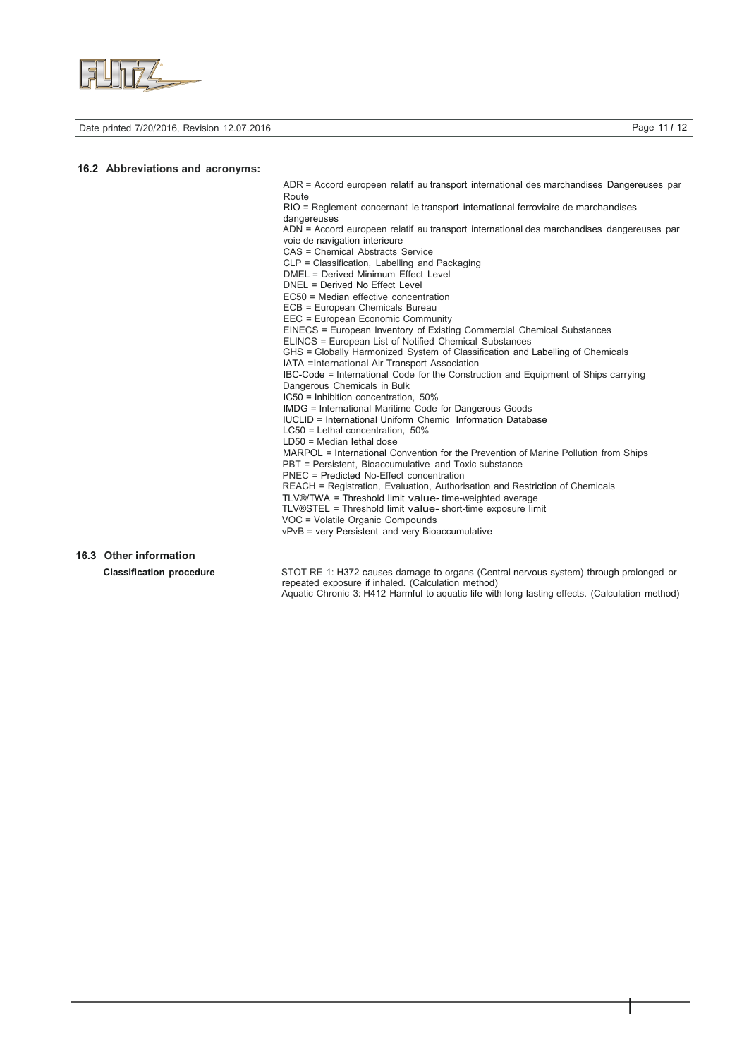## 16.2 Abbreviations and acronyms:

ADR = Accord europeen relatif au transport international des marchandises Dangereuses par Route
RIO = Reglement concernant le transport international ferroviaire de marchandises dangereuses
ADN = Accord europeen relatif au transport international des marchandises dangereuses par voie de navigation interieure
CAS = Chemical Abstracts Service
CLP = Classification, Labelling and Packaging
DMEL = Derived Minimum Effect Level
DNEL = Derived No Effect Level
EC50 = Median effective concentration
ECB = European Chemicals Bureau
EEC = European Economic Community
EINECS = European Inventory of Existing Commercial Chemical Substances
ELINCS = European List of Notified Chemical Substances
GHS = Globally Harmonized System of Classification and Labelling of Chemicals
IATA =International Air Transport Association
IBC-Code = International Code for the Construction and Equipment of Ships carrying Dangerous Chemicals in Bulk
IC50 = Inhibition concentration, 50%
IMDG = International Maritime Code for Dangerous Goods
IUCLID = International Uniform Chemic Information Database
LC50 = Lethal concentration, 50%
LD50 = Median lethal dose
MARPOL = International Convention for the Prevention of Marine Pollution from Ships
PBT = Persistent, Bioaccumulative and Toxic substance
PNEC = Predicted No-Effect concentration
REACH = Registration, Evaluation, Authorisation and Restriction of Chemicals
TLV®/TWA = Threshold limit value- time-weighted average
TLV®STEL = Threshold limit value- short-time exposure limit
VOC = Volatile Organic Compounds
vPvB = very Persistent and very Bioaccumulative

## 16.3 Other information

**Classification procedure**

STOT RE 1: H372 causes darnage to organs (Central nervous system) through prolonged or repeated exposure if inhaled. (Calculation method)
Aquatic Chronic 3: H412 Harmful to aquatic life with long lasting effects. (Calculation method)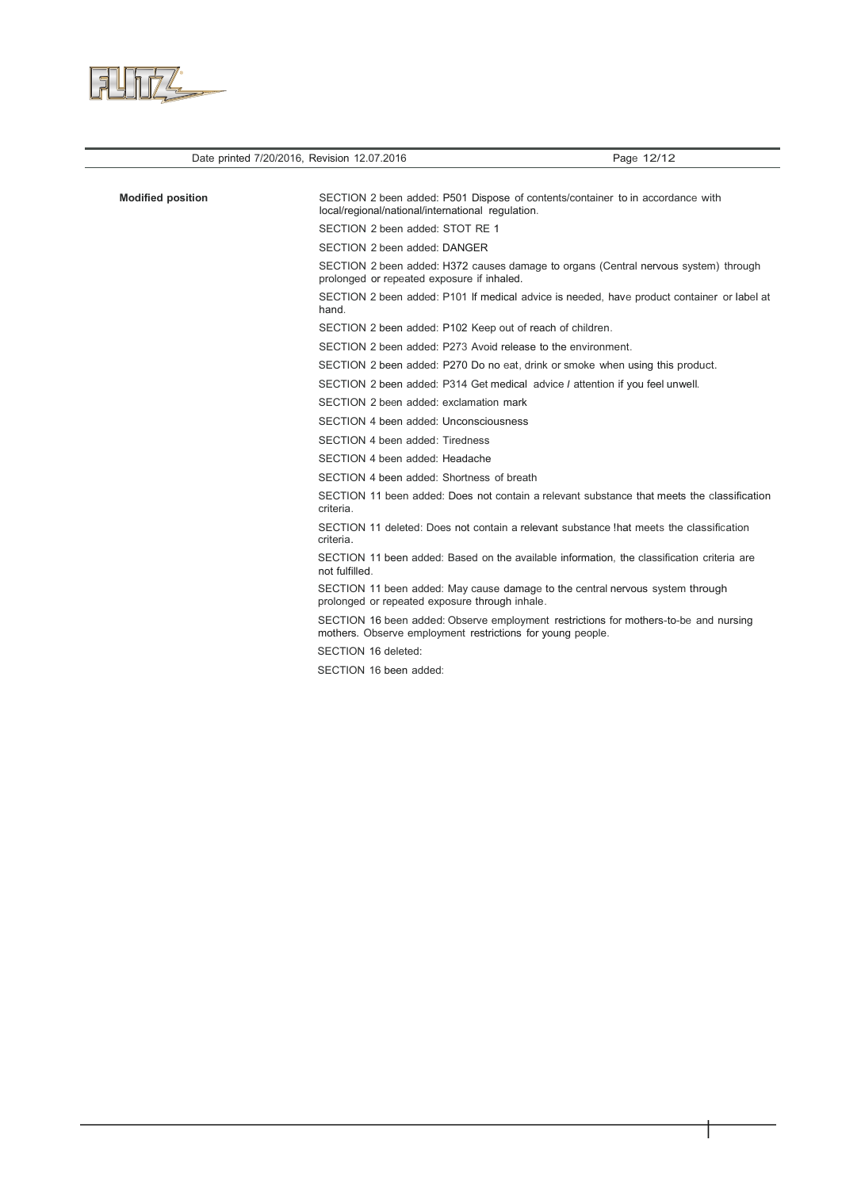**Modified position**

SECTION 2 been added: P501 Dispose of contents/container to in accordance with local/regional/national/international regulation.

SECTION 2 been added: STOT RE 1

SECTION 2 been added: DANGER

SECTION 2 been added: H372 causes damage to organs (Central nervous system) through prolonged or repeated exposure if inhaled.

SECTION 2 been added: P101 If medical advice is needed, have product container or label at hand.

SECTION 2 been added: P102 Keep out of reach of children.

SECTION 2 been added: P273 Avoid release to the environment.

SECTION 2 been added: P270 Do no eat, drink or smoke when using this product.

SECTION 2 been added: P314 Get medical advice / attention if you feel unwell.

SECTION 2 been added: exclamation mark

SECTION 4 been added: Unconsciousness

SECTION 4 been added: Tiredness

SECTION 4 been added: Headache

SECTION 4 been added: Shortness of breath

SECTION 11 been added: Does not contain a relevant substance that meets the classification criteria.

SECTION 11 deleted: Does not contain a relevant substance !hat meets the classification criteria.

SECTION 11 been added: Based on the available information, the classification criteria are not fulfilled.

SECTION 11 been added: May cause damage to the central nervous system through prolonged or repeated exposure through inhale.

SECTION 16 been added: Observe employment restrictions for mothers-to-be and nursing mothers. Observe employment restrictions for young people.

SECTION 16 deleted:

SECTION 16 been added: